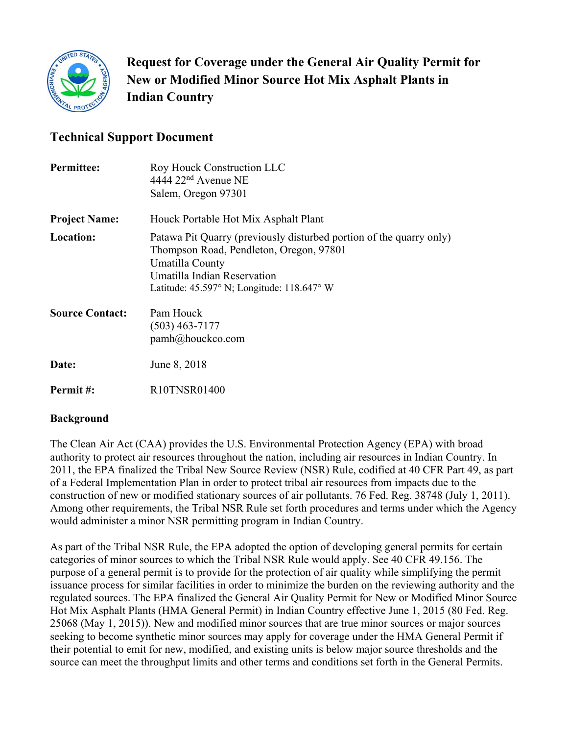# Request for Coverage under the General Air Quality Permit for New or Modified Minor Source Hot Mix Asphalt Plants in Indian Country

## Technical Support Document

| | |
|---|---|
| **Permittee:** | Roy Houck Construction LLC<br>4444 22nd Avenue NE<br>Salem, Oregon 97301 |
| **Project Name:** | Houck Portable Hot Mix Asphalt Plant |
| **Location:** | Patawa Pit Quarry (previously disturbed portion of the quarry only)<br>Thompson Road, Pendleton, Oregon, 97801<br>Umatilla County<br>Umatilla Indian Reservation<br>Latitude: 45.597° N; Longitude: 118.647° W |
| **Source Contact:** | Pam Houck<br>(503) 463-7177<br>pamh@houckco.com |
| **Date:** | June 8, 2018 |
| **Permit #:** | R10TNSR01400 |

### Background

The Clean Air Act (CAA) provides the U.S. Environmental Protection Agency (EPA) with broad authority to protect air resources throughout the nation, including air resources in Indian Country. In 2011, the EPA finalized the Tribal New Source Review (NSR) Rule, codified at 40 CFR Part 49, as part of a Federal Implementation Plan in order to protect tribal air resources from impacts due to the construction of new or modified stationary sources of air pollutants. 76 Fed. Reg. 38748 (July 1, 2011). Among other requirements, the Tribal NSR Rule set forth procedures and terms under which the Agency would administer a minor NSR permitting program in Indian Country.

As part of the Tribal NSR Rule, the EPA adopted the option of developing general permits for certain categories of minor sources to which the Tribal NSR Rule would apply. See 40 CFR 49.156. The purpose of a general permit is to provide for the protection of air quality while simplifying the permit issuance process for similar facilities in order to minimize the burden on the reviewing authority and the regulated sources. The EPA finalized the General Air Quality Permit for New or Modified Minor Source Hot Mix Asphalt Plants (HMA General Permit) in Indian Country effective June 1, 2015 (80 Fed. Reg. 25068 (May 1, 2015)). New and modified minor sources that are true minor sources or major sources seeking to become synthetic minor sources may apply for coverage under the HMA General Permit if their potential to emit for new, modified, and existing units is below major source thresholds and the source can meet the throughput limits and other terms and conditions set forth in the General Permits.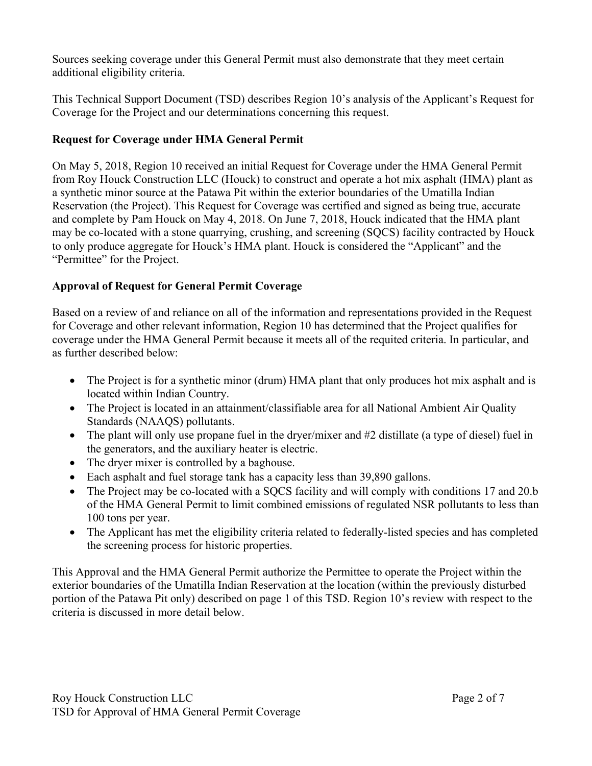Sources seeking coverage under this General Permit must also demonstrate that they meet certain additional eligibility criteria.

This Technical Support Document (TSD) describes Region 10's analysis of the Applicant's Request for Coverage for the Project and our determinations concerning this request.

**Request for Coverage under HMA General Permit**

On May 5, 2018, Region 10 received an initial Request for Coverage under the HMA General Permit from Roy Houck Construction LLC (Houck) to construct and operate a hot mix asphalt (HMA) plant as a synthetic minor source at the Patawa Pit within the exterior boundaries of the Umatilla Indian Reservation (the Project). This Request for Coverage was certified and signed as being true, accurate and complete by Pam Houck on May 4, 2018. On June 7, 2018, Houck indicated that the HMA plant may be co-located with a stone quarrying, crushing, and screening (SQCS) facility contracted by Houck to only produce aggregate for Houck's HMA plant. Houck is considered the "Applicant" and the "Permittee" for the Project.

**Approval of Request for General Permit Coverage**

Based on a review of and reliance on all of the information and representations provided in the Request for Coverage and other relevant information, Region 10 has determined that the Project qualifies for coverage under the HMA General Permit because it meets all of the requited criteria. In particular, and as further described below:

- The Project is for a synthetic minor (drum) HMA plant that only produces hot mix asphalt and is located within Indian Country.
- The Project is located in an attainment/classifiable area for all National Ambient Air Quality Standards (NAAQS) pollutants.
- The plant will only use propane fuel in the dryer/mixer and #2 distillate (a type of diesel) fuel in the generators, and the auxiliary heater is electric.
- The dryer mixer is controlled by a baghouse.
- Each asphalt and fuel storage tank has a capacity less than 39,890 gallons.
- The Project may be co-located with a SQCS facility and will comply with conditions 17 and 20.b of the HMA General Permit to limit combined emissions of regulated NSR pollutants to less than 100 tons per year.
- The Applicant has met the eligibility criteria related to federally-listed species and has completed the screening process for historic properties.

This Approval and the HMA General Permit authorize the Permittee to operate the Project within the exterior boundaries of the Umatilla Indian Reservation at the location (within the previously disturbed portion of the Patawa Pit only) described on page 1 of this TSD. Region 10's review with respect to the criteria is discussed in more detail below.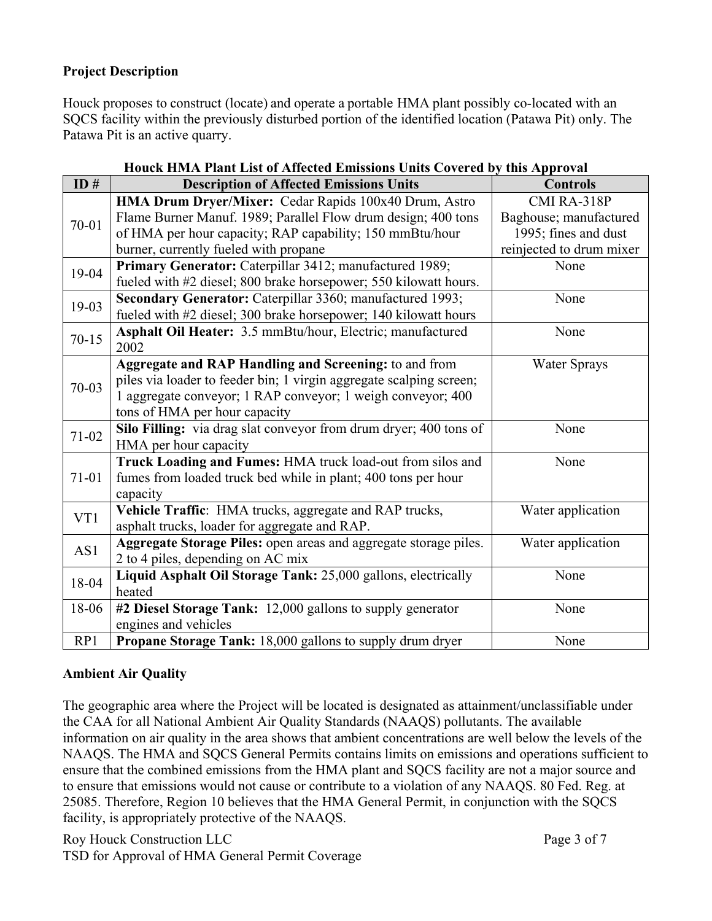**Project Description**

Houck proposes to construct (locate) and operate a portable HMA plant possibly co-located with an SQCS facility within the previously disturbed portion of the identified location (Patawa Pit) only. The Patawa Pit is an active quarry.

**Houck HMA Plant List of Affected Emissions Units Covered by this Approval**

| ID # | Description of Affected Emissions Units | Controls |
|---|---|---|
| 70-01 | **HMA Drum Dryer/Mixer:** Cedar Rapids 100x40 Drum, Astro Flame Burner Manuf. 1989; Parallel Flow drum design; 400 tons of HMA per hour capacity; RAP capability; 150 mmBtu/hour burner, currently fueled with propane | CMI RA-318P Baghouse; manufactured 1995; fines and dust reinjected to drum mixer |
| 19-04 | **Primary Generator:** Caterpillar 3412; manufactured 1989; fueled with #2 diesel; 800 brake horsepower; 550 kilowatt hours. | None |
| 19-03 | **Secondary Generator:** Caterpillar 3360; manufactured 1993; fueled with #2 diesel; 300 brake horsepower; 140 kilowatt hours | None |
| 70-15 | **Asphalt Oil Heater:** 3.5 mmBtu/hour, Electric; manufactured 2002 | None |
| 70-03 | **Aggregate and RAP Handling and Screening:** to and from piles via loader to feeder bin; 1 virgin aggregate scalping screen; 1 aggregate conveyor; 1 RAP conveyor; 1 weigh conveyor; 400 tons of HMA per hour capacity | Water Sprays |
| 71-02 | **Silo Filling:** via drag slat conveyor from drum dryer; 400 tons of HMA per hour capacity | None |
| 71-01 | **Truck Loading and Fumes:** HMA truck load-out from silos and fumes from loaded truck bed while in plant; 400 tons per hour capacity | None |
| VT1 | **Vehicle Traffic**: HMA trucks, aggregate and RAP trucks, asphalt trucks, loader for aggregate and RAP. | Water application |
| AS1 | **Aggregate Storage Piles:** open areas and aggregate storage piles. 2 to 4 piles, depending on AC mix | Water application |
| 18-04 | **Liquid Asphalt Oil Storage Tank:** 25,000 gallons, electrically heated | None |
| 18-06 | **#2 Diesel Storage Tank:** 12,000 gallons to supply generator engines and vehicles | None |
| RP1 | **Propane Storage Tank:** 18,000 gallons to supply drum dryer | None |

**Ambient Air Quality**

The geographic area where the Project will be located is designated as attainment/unclassifiable under the CAA for all National Ambient Air Quality Standards (NAAQS) pollutants. The available information on air quality in the area shows that ambient concentrations are well below the levels of the NAAQS. The HMA and SQCS General Permits contains limits on emissions and operations sufficient to ensure that the combined emissions from the HMA plant and SQCS facility are not a major source and to ensure that emissions would not cause or contribute to a violation of any NAAQS. 80 Fed. Reg. at 25085. Therefore, Region 10 believes that the HMA General Permit, in conjunction with the SQCS facility, is appropriately protective of the NAAQS.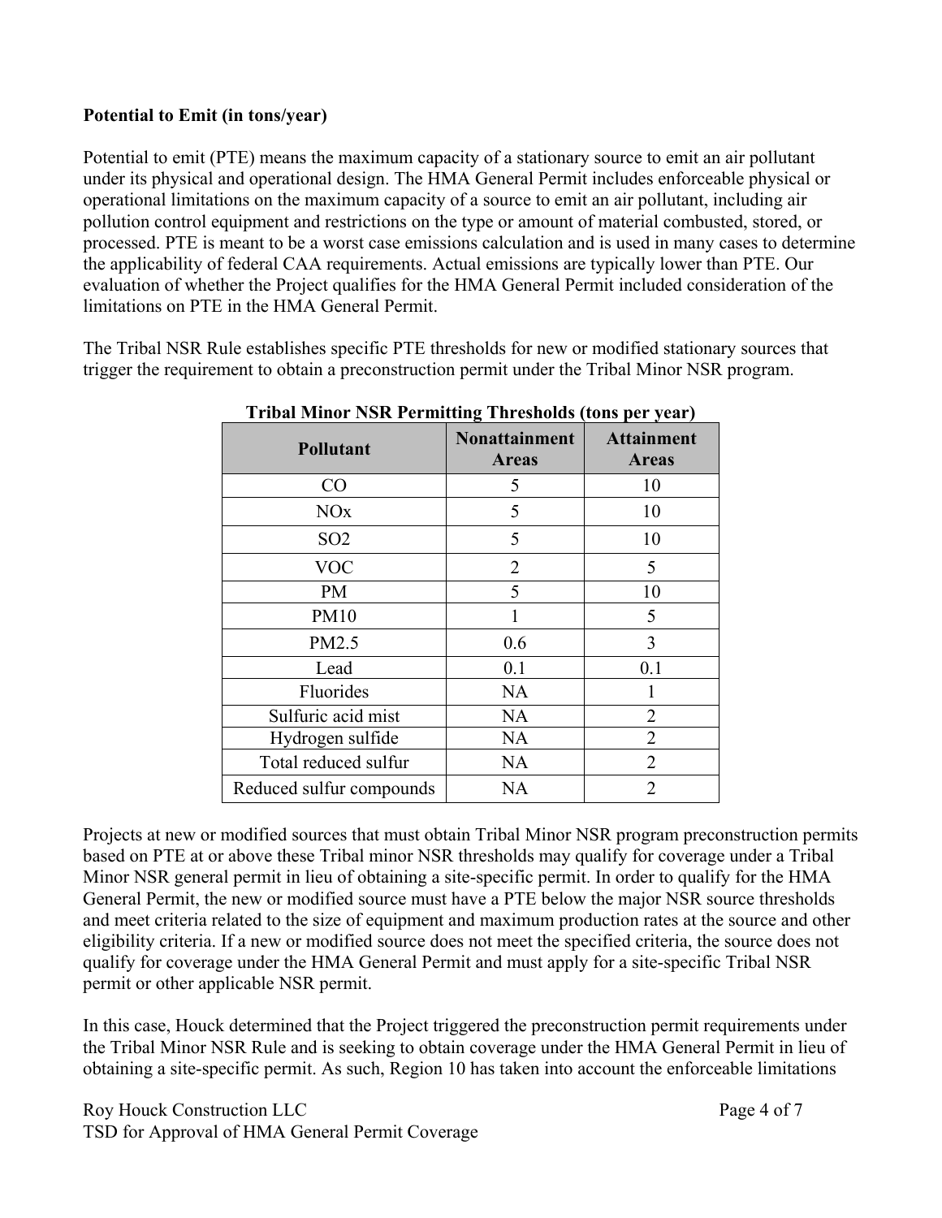**Potential to Emit (in tons/year)**

Potential to emit (PTE) means the maximum capacity of a stationary source to emit an air pollutant under its physical and operational design. The HMA General Permit includes enforceable physical or operational limitations on the maximum capacity of a source to emit an air pollutant, including air pollution control equipment and restrictions on the type or amount of material combusted, stored, or processed. PTE is meant to be a worst case emissions calculation and is used in many cases to determine the applicability of federal CAA requirements. Actual emissions are typically lower than PTE. Our evaluation of whether the Project qualifies for the HMA General Permit included consideration of the limitations on PTE in the HMA General Permit.

The Tribal NSR Rule establishes specific PTE thresholds for new or modified stationary sources that trigger the requirement to obtain a preconstruction permit under the Tribal Minor NSR program.

**Tribal Minor NSR Permitting Thresholds (tons per year)**

| Pollutant | Nonattainment Areas | Attainment Areas |
|---|---|---|
| CO | 5 | 10 |
| NOx | 5 | 10 |
| SO2 | 5 | 10 |
| VOC | 2 | 5 |
| PM | 5 | 10 |
| PM10 | 1 | 5 |
| PM2.5 | 0.6 | 3 |
| Lead | 0.1 | 0.1 |
| Fluorides | NA | 1 |
| Sulfuric acid mist | NA | 2 |
| Hydrogen sulfide | NA | 2 |
| Total reduced sulfur | NA | 2 |
| Reduced sulfur compounds | NA | 2 |

Projects at new or modified sources that must obtain Tribal Minor NSR program preconstruction permits based on PTE at or above these Tribal minor NSR thresholds may qualify for coverage under a Tribal Minor NSR general permit in lieu of obtaining a site-specific permit. In order to qualify for the HMA General Permit, the new or modified source must have a PTE below the major NSR source thresholds and meet criteria related to the size of equipment and maximum production rates at the source and other eligibility criteria. If a new or modified source does not meet the specified criteria, the source does not qualify for coverage under the HMA General Permit and must apply for a site-specific Tribal NSR permit or other applicable NSR permit.

In this case, Houck determined that the Project triggered the preconstruction permit requirements under the Tribal Minor NSR Rule and is seeking to obtain coverage under the HMA General Permit in lieu of obtaining a site-specific permit. As such, Region 10 has taken into account the enforceable limitations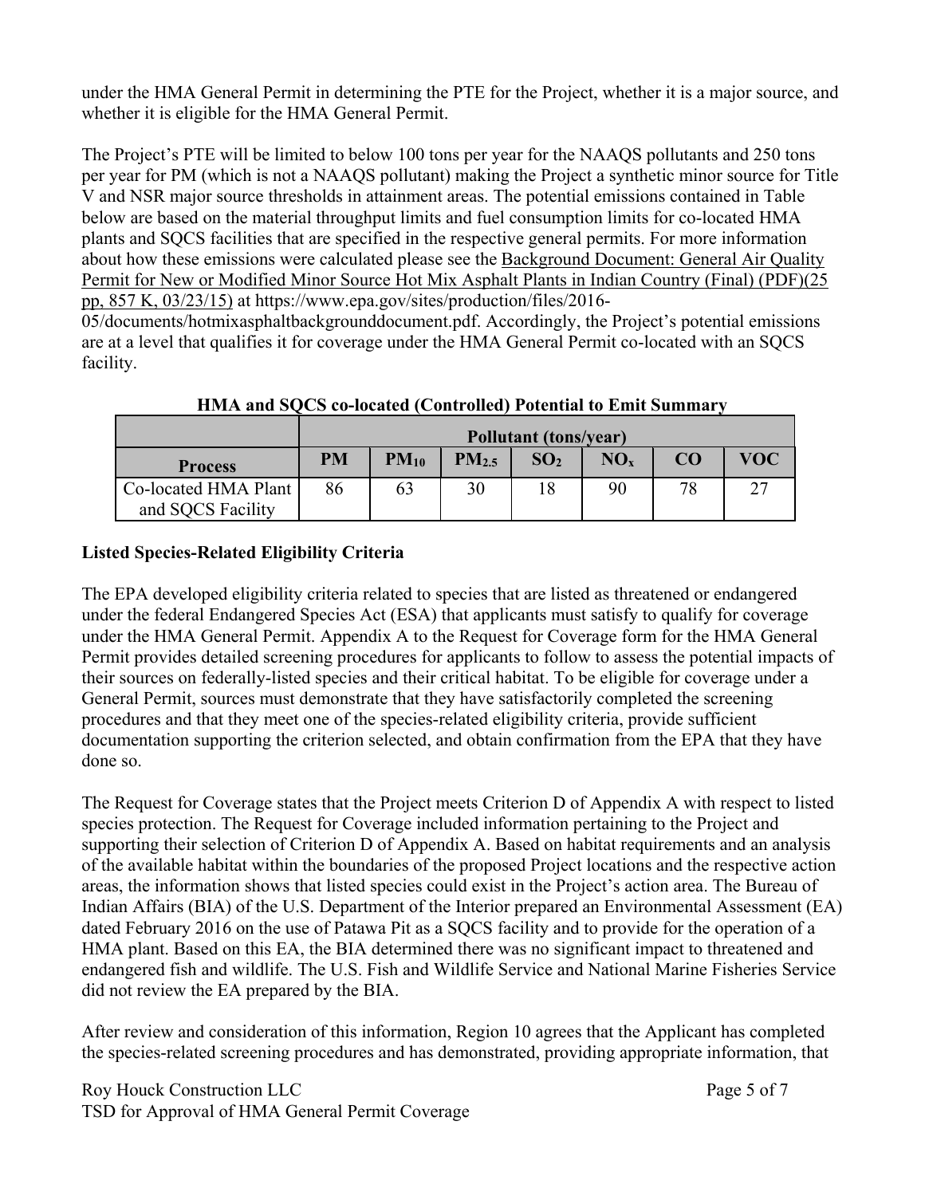under the HMA General Permit in determining the PTE for the Project, whether it is a major source, and whether it is eligible for the HMA General Permit.

The Project's PTE will be limited to below 100 tons per year for the NAAQS pollutants and 250 tons per year for PM (which is not a NAAQS pollutant) making the Project a synthetic minor source for Title V and NSR major source thresholds in attainment areas. The potential emissions contained in Table below are based on the material throughput limits and fuel consumption limits for co-located HMA plants and SQCS facilities that are specified in the respective general permits. For more information about how these emissions were calculated please see the Background Document: General Air Quality Permit for New or Modified Minor Source Hot Mix Asphalt Plants in Indian Country (Final) (PDF)(25 pp, 857 K, 03/23/15) at https://www.epa.gov/sites/production/files/2016-05/documents/hotmixasphaltbackgrounddocument.pdf. Accordingly, the Project's potential emissions are at a level that qualifies it for coverage under the HMA General Permit co-located with an SQCS facility.

**HMA and SQCS co-located (Controlled) Potential to Emit Summary**

| | Pollutant (tons/year) | | | | | | |
|---|---|---|---|---|---|---|---|
| **Process** | **PM** | **$PM_{10}$** | **$PM_{2.5}$** | **$SO_2$** | **$NO_x$** | **CO** | **VOC** |
| Co-located HMA Plant and SQCS Facility | 86 | 63 | 30 | 18 | 90 | 78 | 27 |

**Listed Species-Related Eligibility Criteria**

The EPA developed eligibility criteria related to species that are listed as threatened or endangered under the federal Endangered Species Act (ESA) that applicants must satisfy to qualify for coverage under the HMA General Permit. Appendix A to the Request for Coverage form for the HMA General Permit provides detailed screening procedures for applicants to follow to assess the potential impacts of their sources on federally-listed species and their critical habitat. To be eligible for coverage under a General Permit, sources must demonstrate that they have satisfactorily completed the screening procedures and that they meet one of the species-related eligibility criteria, provide sufficient documentation supporting the criterion selected, and obtain confirmation from the EPA that they have done so.

The Request for Coverage states that the Project meets Criterion D of Appendix A with respect to listed species protection. The Request for Coverage included information pertaining to the Project and supporting their selection of Criterion D of Appendix A. Based on habitat requirements and an analysis of the available habitat within the boundaries of the proposed Project locations and the respective action areas, the information shows that listed species could exist in the Project's action area. The Bureau of Indian Affairs (BIA) of the U.S. Department of the Interior prepared an Environmental Assessment (EA) dated February 2016 on the use of Patawa Pit as a SQCS facility and to provide for the operation of a HMA plant. Based on this EA, the BIA determined there was no significant impact to threatened and endangered fish and wildlife. The U.S. Fish and Wildlife Service and National Marine Fisheries Service did not review the EA prepared by the BIA.

After review and consideration of this information, Region 10 agrees that the Applicant has completed the species-related screening procedures and has demonstrated, providing appropriate information, that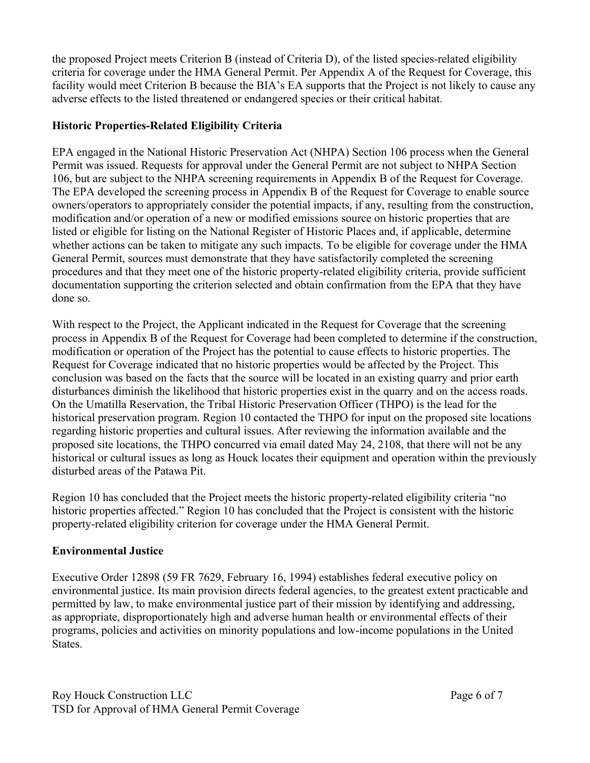the proposed Project meets Criterion B (instead of Criteria D), of the listed species-related eligibility criteria for coverage under the HMA General Permit. Per Appendix A of the Request for Coverage, this facility would meet Criterion B because the BIA's EA supports that the Project is not likely to cause any adverse effects to the listed threatened or endangered species or their critical habitat.

**Historic Properties-Related Eligibility Criteria**

EPA engaged in the National Historic Preservation Act (NHPA) Section 106 process when the General Permit was issued. Requests for approval under the General Permit are not subject to NHPA Section 106, but are subject to the NHPA screening requirements in Appendix B of the Request for Coverage. The EPA developed the screening process in Appendix B of the Request for Coverage to enable source owners/operators to appropriately consider the potential impacts, if any, resulting from the construction, modification and/or operation of a new or modified emissions source on historic properties that are listed or eligible for listing on the National Register of Historic Places and, if applicable, determine whether actions can be taken to mitigate any such impacts. To be eligible for coverage under the HMA General Permit, sources must demonstrate that they have satisfactorily completed the screening procedures and that they meet one of the historic property-related eligibility criteria, provide sufficient documentation supporting the criterion selected and obtain confirmation from the EPA that they have done so.

With respect to the Project, the Applicant indicated in the Request for Coverage that the screening process in Appendix B of the Request for Coverage had been completed to determine if the construction, modification or operation of the Project has the potential to cause effects to historic properties. The Request for Coverage indicated that no historic properties would be affected by the Project. This conclusion was based on the facts that the source will be located in an existing quarry and prior earth disturbances diminish the likelihood that historic properties exist in the quarry and on the access roads. On the Umatilla Reservation, the Tribal Historic Preservation Officer (THPO) is the lead for the historical preservation program. Region 10 contacted the THPO for input on the proposed site locations regarding historic properties and cultural issues. After reviewing the information available and the proposed site locations, the THPO concurred via email dated May 24, 2108, that there will not be any historical or cultural issues as long as Houck locates their equipment and operation within the previously disturbed areas of the Patawa Pit.

Region 10 has concluded that the Project meets the historic property-related eligibility criteria "no historic properties affected." Region 10 has concluded that the Project is consistent with the historic property-related eligibility criterion for coverage under the HMA General Permit.

**Environmental Justice**

Executive Order 12898 (59 FR 7629, February 16, 1994) establishes federal executive policy on environmental justice. Its main provision directs federal agencies, to the greatest extent practicable and permitted by law, to make environmental justice part of their mission by identifying and addressing, as appropriate, disproportionately high and adverse human health or environmental effects of their programs, policies and activities on minority populations and low-income populations in the United States.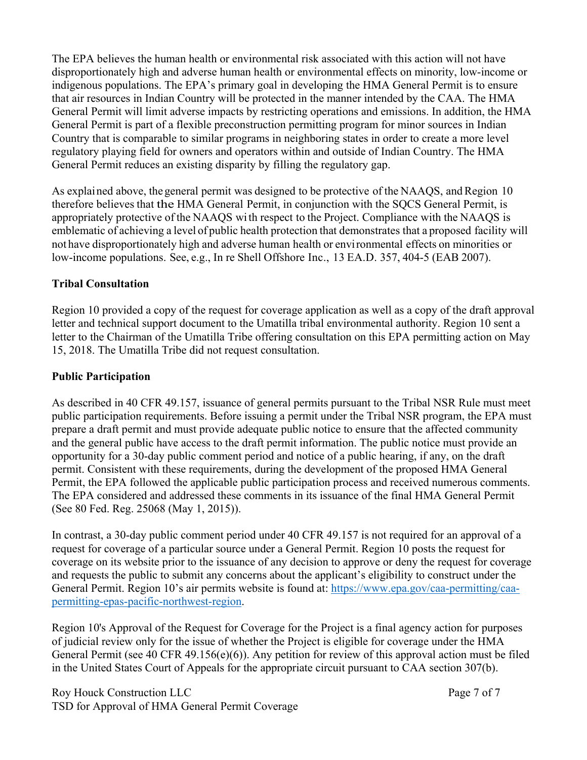The EPA believes the human health or environmental risk associated with this action will not have disproportionately high and adverse human health or environmental effects on minority, low-income or indigenous populations. The EPA's primary goal in developing the HMA General Permit is to ensure that air resources in Indian Country will be protected in the manner intended by the CAA. The HMA General Permit will limit adverse impacts by restricting operations and emissions. In addition, the HMA General Permit is part of a flexible preconstruction permitting program for minor sources in Indian Country that is comparable to similar programs in neighboring states in order to create a more level regulatory playing field for owners and operators within and outside of Indian Country. The HMA General Permit reduces an existing disparity by filling the regulatory gap.

As explained above, the general permit was designed to be protective of the NAAQS, and Region 10 therefore believes that the HMA General Permit, in conjunction with the SQCS General Permit, is appropriately protective of the NAAQS with respect to the Project. Compliance with the NAAQS is emblematic of achieving a level of public health protection that demonstrates that a proposed facility will not have disproportionately high and adverse human health or environmental effects on minorities or low-income populations. See, e.g., In re Shell Offshore Inc., 13 EA.D. 357, 404-5 (EAB 2007).

**Tribal Consultation**

Region 10 provided a copy of the request for coverage application as well as a copy of the draft approval letter and technical support document to the Umatilla tribal environmental authority. Region 10 sent a letter to the Chairman of the Umatilla Tribe offering consultation on this EPA permitting action on May 15, 2018. The Umatilla Tribe did not request consultation.

**Public Participation**

As described in 40 CFR 49.157, issuance of general permits pursuant to the Tribal NSR Rule must meet public participation requirements. Before issuing a permit under the Tribal NSR program, the EPA must prepare a draft permit and must provide adequate public notice to ensure that the affected community and the general public have access to the draft permit information. The public notice must provide an opportunity for a 30-day public comment period and notice of a public hearing, if any, on the draft permit. Consistent with these requirements, during the development of the proposed HMA General Permit, the EPA followed the applicable public participation process and received numerous comments. The EPA considered and addressed these comments in its issuance of the final HMA General Permit (See 80 Fed. Reg. 25068 (May 1, 2015)).

In contrast, a 30-day public comment period under 40 CFR 49.157 is not required for an approval of a request for coverage of a particular source under a General Permit. Region 10 posts the request for coverage on its website prior to the issuance of any decision to approve or deny the request for coverage and requests the public to submit any concerns about the applicant's eligibility to construct under the General Permit. Region 10's air permits website is found at: https://www.epa.gov/caa-permitting/caa-permitting-epas-pacific-northwest-region.

Region 10's Approval of the Request for Coverage for the Project is a final agency action for purposes of judicial review only for the issue of whether the Project is eligible for coverage under the HMA General Permit (see 40 CFR 49.156(e)(6)). Any petition for review of this approval action must be filed in the United States Court of Appeals for the appropriate circuit pursuant to CAA section 307(b).